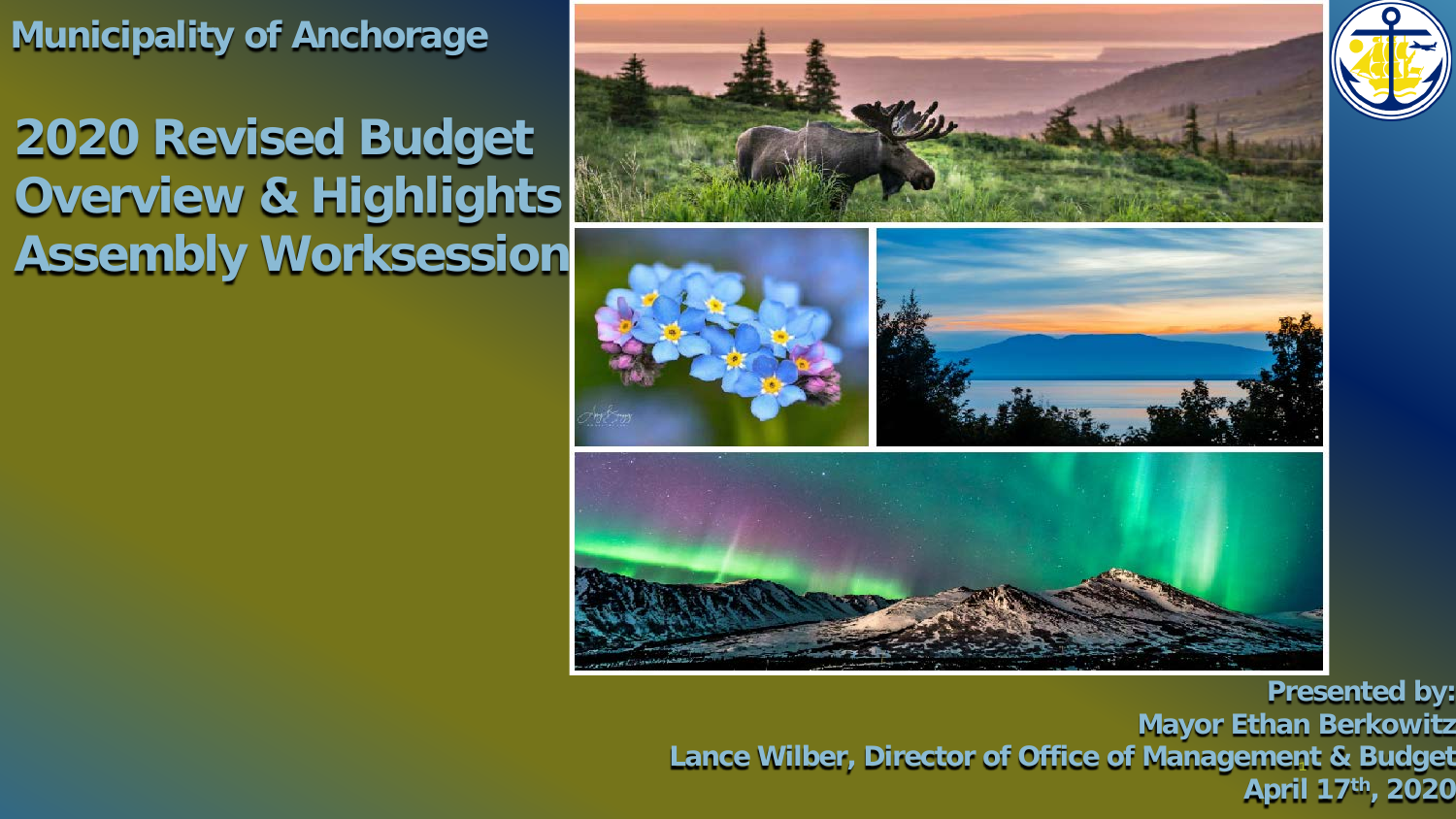Municipality of Anchorage

# 2020 Revised Budget Overview & Highlights Assembly Worksession

**Presented by:**
**Mayor Ethan Berkowitz**
**Lance Wilber, Director of Office of Management & Budget**
**April 17th, 2020**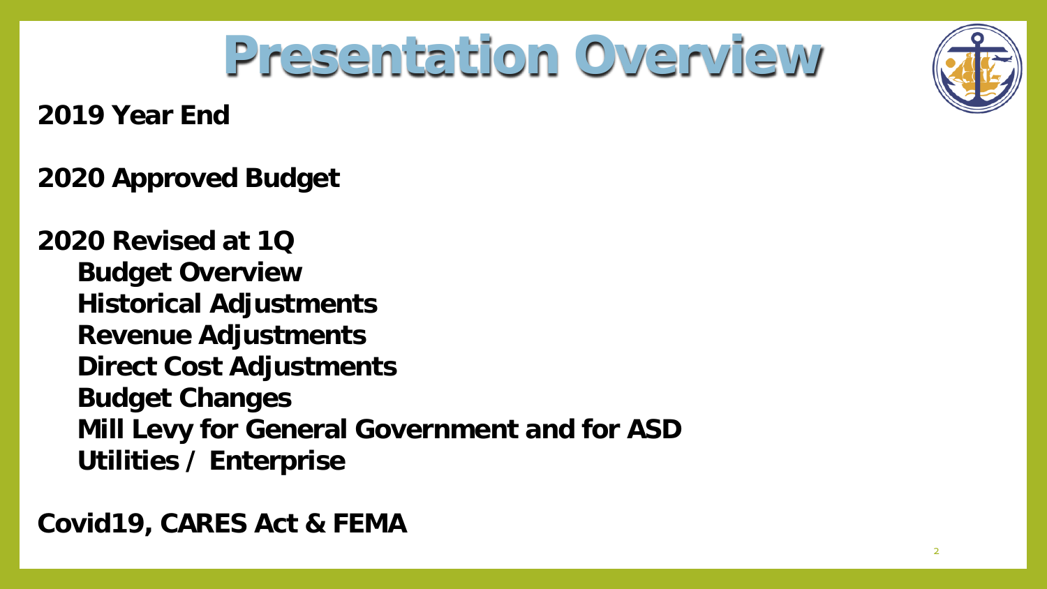# Presentation Overview

**2019 Year End**

**2020 Approved Budget**

**2020 Revised at 1Q**

- **Budget Overview**
- **Historical Adjustments**
- **Revenue Adjustments**
- **Direct Cost Adjustments**
- **Budget Changes**
- **Mill Levy for General Government and for ASD**
- **Utilities / Enterprise**

**Covid19, CARES Act & FEMA**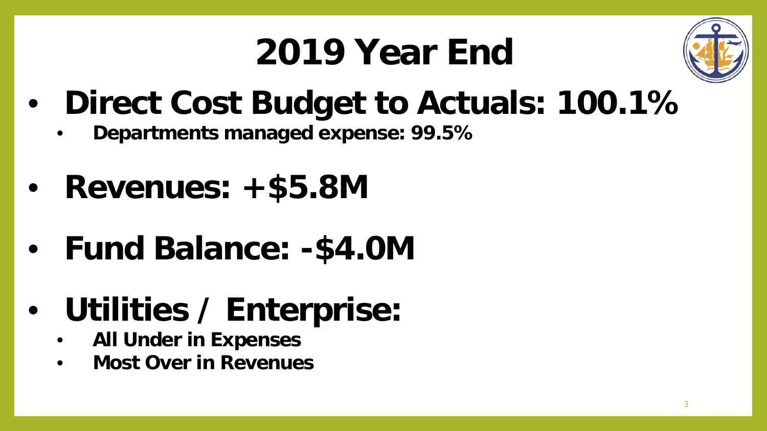# 2019 Year End

- **Direct Cost Budget to Actuals: 100.1%**
  - **Departments managed expense: 99.5%**
- **Revenues: +$5.8M**
- **Fund Balance: -$4.0M**
- **Utilities / Enterprise:**
  - **All Under in Expenses**
  - **Most Over in Revenues**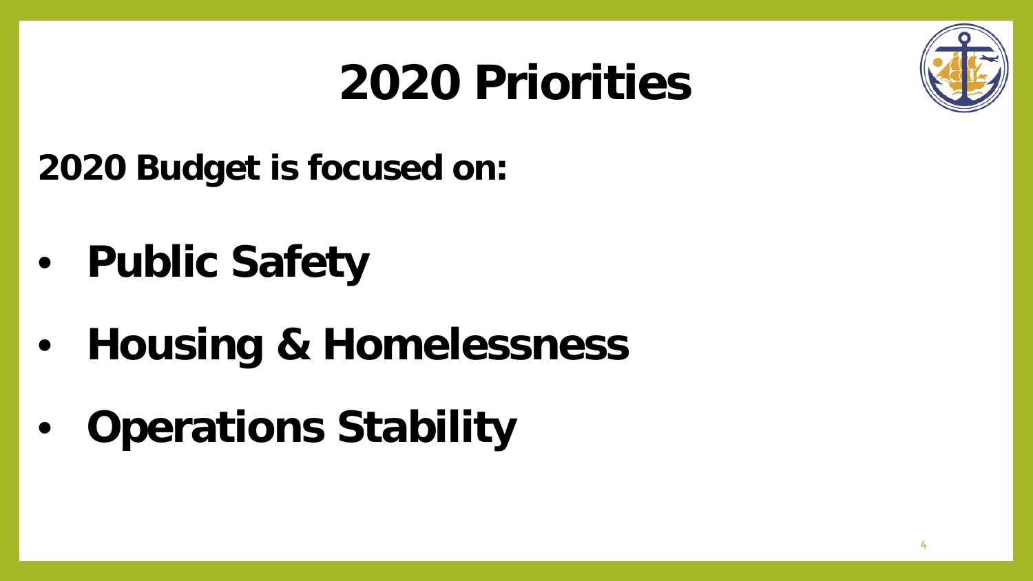# 2020 Priorities

**2020 Budget is focused on:**

- **Public Safety**
- **Housing & Homelessness**
- **Operations Stability**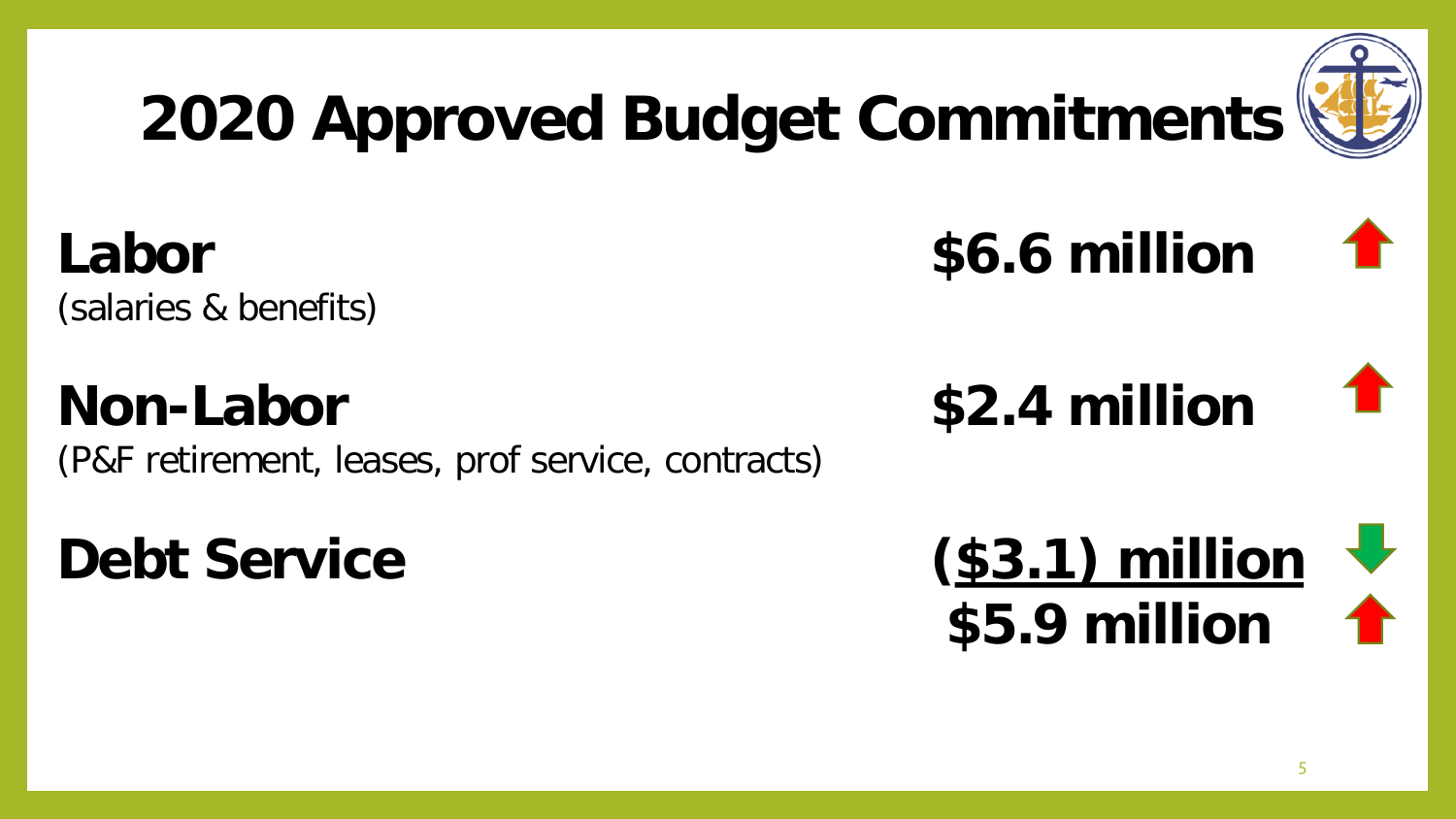# 2020 Approved Budget Commitments

| | |
|---|---|
| **Labor** (salaries & benefits) | **$6.6 million** ↑ |
| **Non-Labor** (P&F retirement, leases, prof service, contracts) | **$2.4 million** ↑ |
| **Debt Service** | **($3.1) million** ↓ |
| | **$5.9 million** ↑ |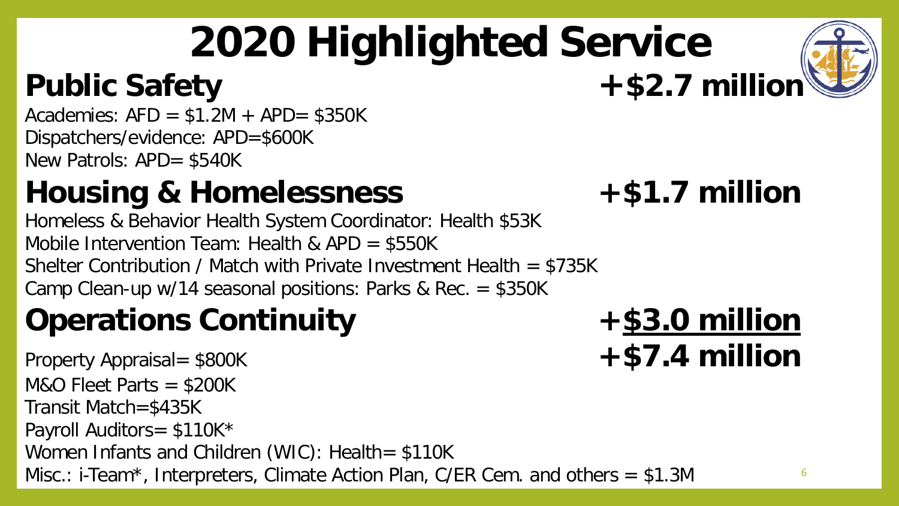# 2020 Highlighted Service

## Public Safety +$2.7 million

Academies: AFD = $1.2M + APD= $350K
Dispatchers/evidence: APD=$600K
New Patrols: APD= $540K

## Housing & Homelessness +$1.7 million

Homeless & Behavior Health System Coordinator: Health $53K
Mobile Intervention Team: Health & APD = $550K
Shelter Contribution / Match with Private Investment Health = $735K
Camp Clean-up w/14 seasonal positions: Parks & Rec. = $350K

## Operations Continuity +<u>$3.0 million</u>

**+$7.4 million**

Property Appraisal= $800K
M&O Fleet Parts = $200K
Transit Match=$435K
Payroll Auditors= $110K*
Women Infants and Children (WIC): Health= $110K
Misc.: i-Team*, Interpreters, Climate Action Plan, C/ER Cem. and others = $1.3M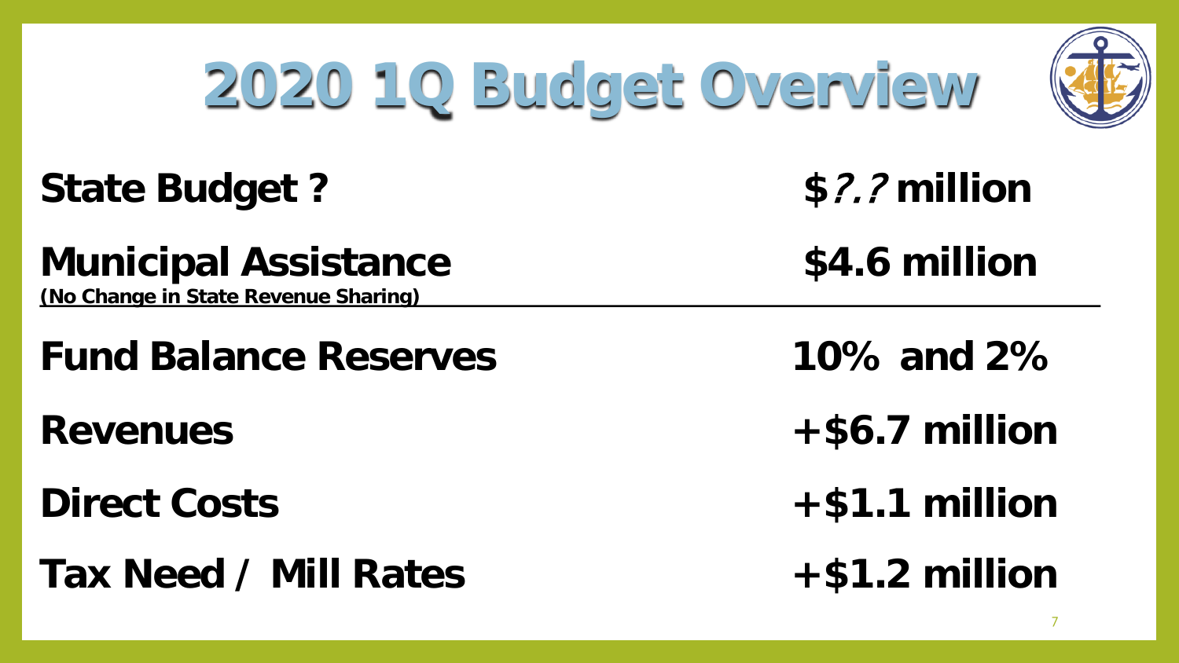# 2020 1Q Budget Overview

| | |
|---|---|
| **State Budget ?** | **$?.? million** |
| **Municipal Assistance** **(No Change in State Revenue Sharing)** | **$4.6 million** |
| **Fund Balance Reserves** | **10% and 2%** |
| **Revenues** | **+$6.7 million** |
| **Direct Costs** | **+$1.1 million** |
| **Tax Need / Mill Rates** | **+$1.2 million** |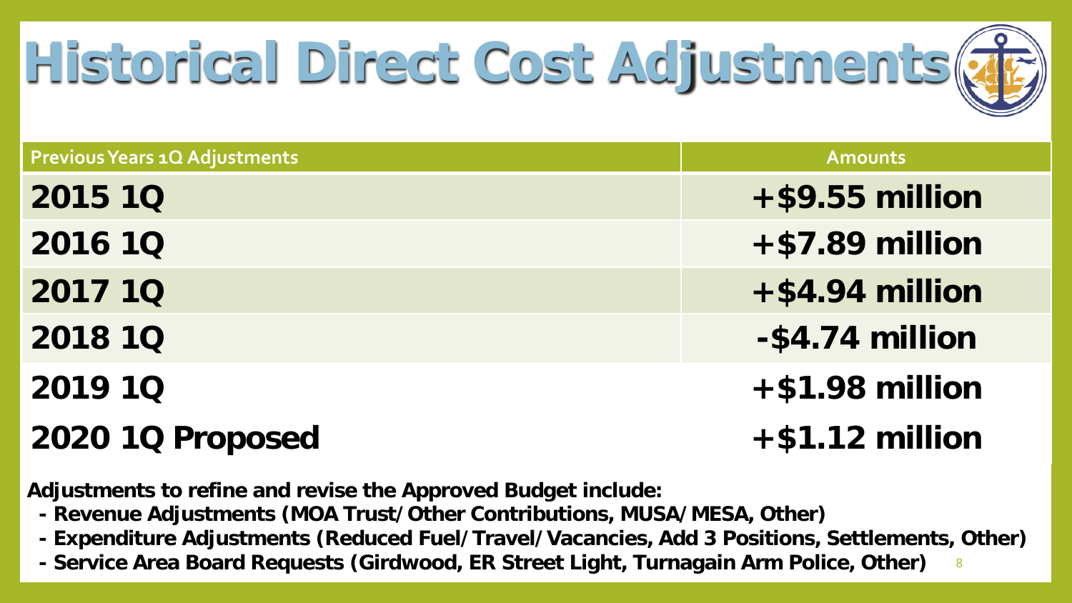# Historical Direct Cost Adjustments

| Previous Years 1Q Adjustments | Amounts |
| --- | --- |
| 2015 1Q | +$9.55 million |
| 2016 1Q | +$7.89 million |
| 2017 1Q | +$4.94 million |
| 2018 1Q | -$4.74 million |
| 2019 1Q | +$1.98 million |
| 2020 1Q Proposed | +$1.12 million |

**Adjustments to refine and revise the Approved Budget include:**

- **Revenue Adjustments (MOA Trust/Other Contributions, MUSA/MESA, Other)**
- **Expenditure Adjustments (Reduced Fuel/Travel/Vacancies, Add 3 Positions, Settlements, Other)**
- **Service Area Board Requests (Girdwood, ER Street Light, Turnagain Arm Police, Other)**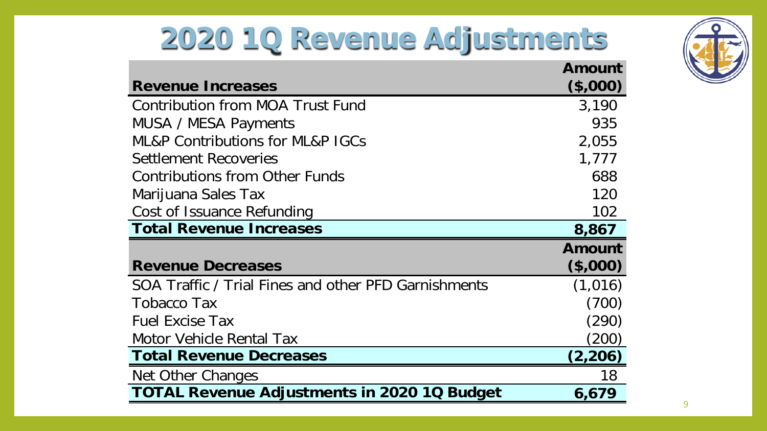# 2020 1Q Revenue Adjustments

| Revenue Increases | Amount ($,000) |
|---|---|
| Contribution from MOA Trust Fund | 3,190 |
| MUSA / MESA Payments | 935 |
| ML&P Contributions for ML&P IGCs | 2,055 |
| Settlement Recoveries | 1,777 |
| Contributions from Other Funds | 688 |
| Marijuana Sales Tax | 120 |
| Cost of Issuance Refunding | 102 |
| **Total Revenue Increases** | **8,867** |
| **Revenue Decreases** | **Amount ($,000)** |
| SOA Traffic / Trial Fines and other PFD Garnishments | (1,016) |
| Tobacco Tax | (700) |
| Fuel Excise Tax | (290) |
| Motor Vehicle Rental Tax | (200) |
| **Total Revenue Decreases** | **(2,206)** |
| Net Other Changes | 18 |
| **TOTAL Revenue Adjustments in 2020 1Q Budget** | **6,679** |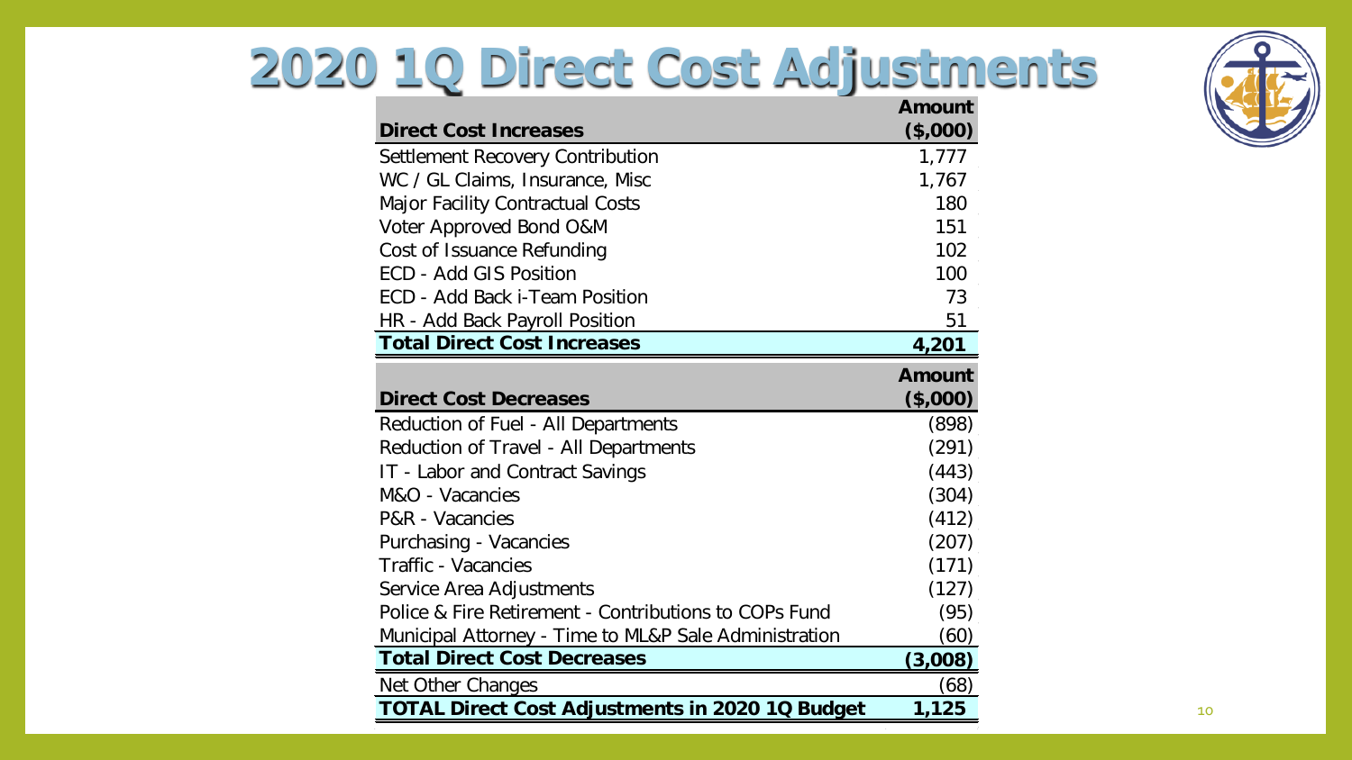# 2020 1Q Direct Cost Adjustments

| Direct Cost Increases | Amount ($,000) |
|---|---|
| Settlement Recovery Contribution | 1,777 |
| WC / GL Claims, Insurance, Misc | 1,767 |
| Major Facility Contractual Costs | 180 |
| Voter Approved Bond O&M | 151 |
| Cost of Issuance Refunding | 102 |
| ECD - Add GIS Position | 100 |
| ECD - Add Back i-Team Position | 73 |
| HR - Add Back Payroll Position | 51 |
| **Total Direct Cost Increases** | **4,201** |

| Direct Cost Decreases | Amount ($,000) |
|---|---|
| Reduction of Fuel - All Departments | (898) |
| Reduction of Travel - All Departments | (291) |
| IT - Labor and Contract Savings | (443) |
| M&O - Vacancies | (304) |
| P&R - Vacancies | (412) |
| Purchasing - Vacancies | (207) |
| Traffic - Vacancies | (171) |
| Service Area Adjustments | (127) |
| Police & Fire Retirement - Contributions to COPs Fund | (95) |
| Municipal Attorney - Time to ML&P Sale Administration | (60) |
| **Total Direct Cost Decreases** | **(3,008)** |
| Net Other Changes | (68) |
| **TOTAL Direct Cost Adjustments in 2020 1Q Budget** | **1,125** |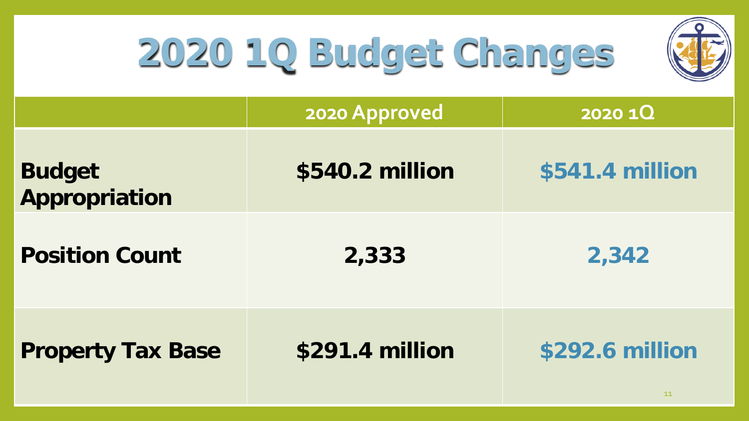# 2020 1Q Budget Changes

| | 2020 Approved | 2020 1Q |
|---|---|---|
| **Budget Appropriation** | **$540.2 million** | **$541.4 million** |
| **Position Count** | **2,333** | **2,342** |
| **Property Tax Base** | **$291.4 million** | **$292.6 million** |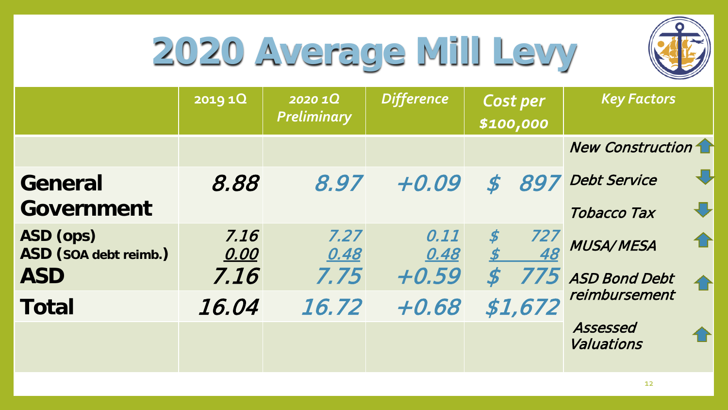# 2020 Average Mill Levy

| | 2019 1Q | *2020 1Q Preliminary* | *Difference* | *Cost per $100,000* | *Key Factors* |
|---|---|---|---|---|---|
| | | | | | *New Construction* ↑ |
| **General Government** | *8.88* | *8.97* | *+0.09* | *$ 897* | *Debt Service* ↓ |
| | | | | | *Tobacco Tax* ↓ |
| **ASD (ops)** | *7.16* | *7.27* | *0.11* | *$ 727* | *MUSA/ MESA* ↑ |
| **ASD (SOA debt reimb.)** | *0.00* | *0.48* | *0.48* | *$ 48* | |
| **ASD** | *7.16* | *7.75* | *+0.59* | *$ 775* | *ASD Bond Debt reimbursement* ↑ |
| **Total** | *16.04* | *16.72* | *+0.68* | *$1,672* | |
| | | | | | *Assessed Valuations* ↑ |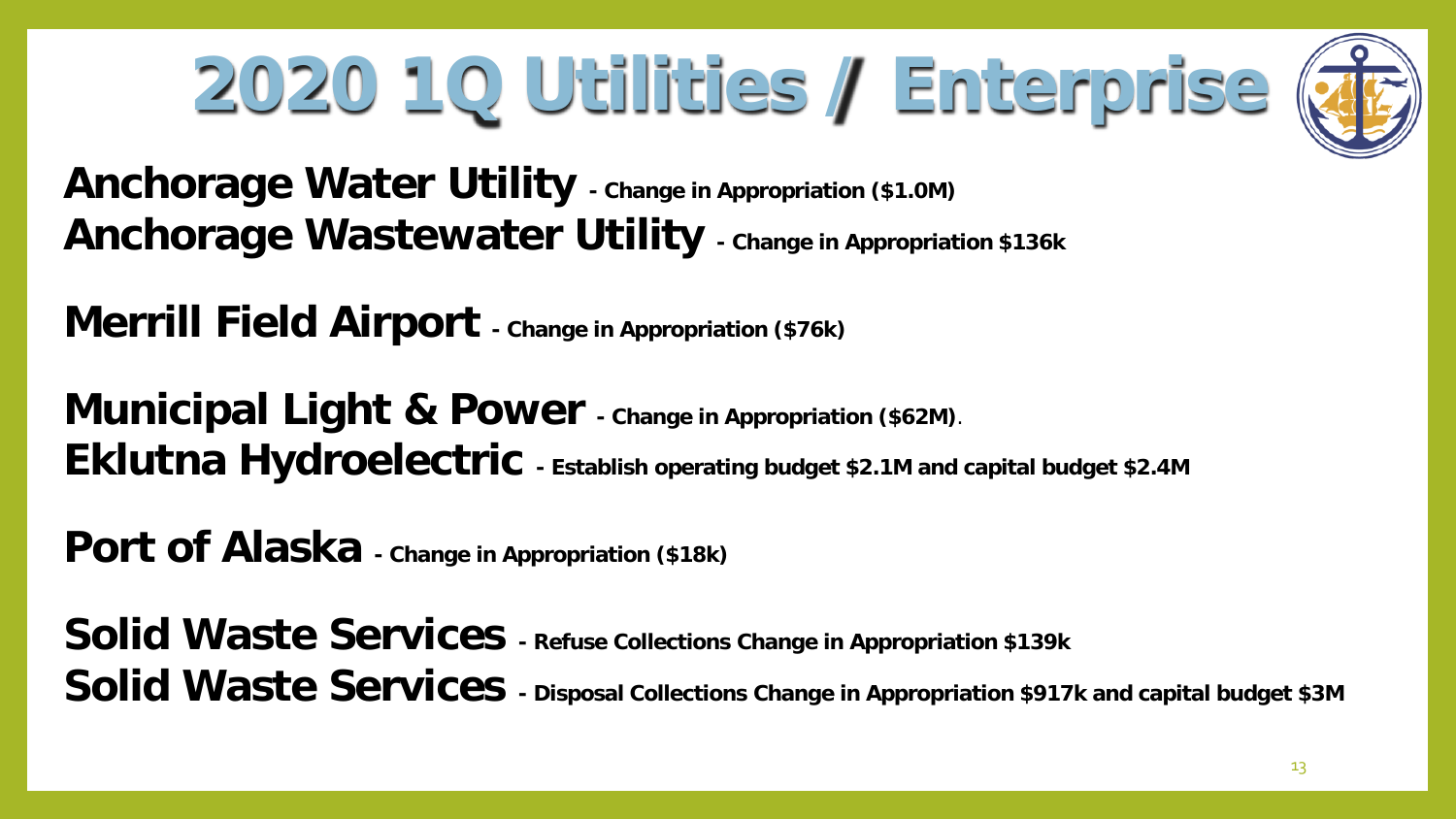# 2020 1Q Utilities / Enterprise

**Anchorage Water Utility** - Change in Appropriation ($1.0M)

**Anchorage Wastewater Utility** - Change in Appropriation $136k

**Merrill Field Airport** - Change in Appropriation ($76k)

**Municipal Light & Power** - Change in Appropriation ($62M).

**Eklutna Hydroelectric** - Establish operating budget $2.1M and capital budget $2.4M

**Port of Alaska** - Change in Appropriation ($18k)

**Solid Waste Services** - Refuse Collections Change in Appropriation $139k

**Solid Waste Services** - Disposal Collections Change in Appropriation $917k and capital budget $3M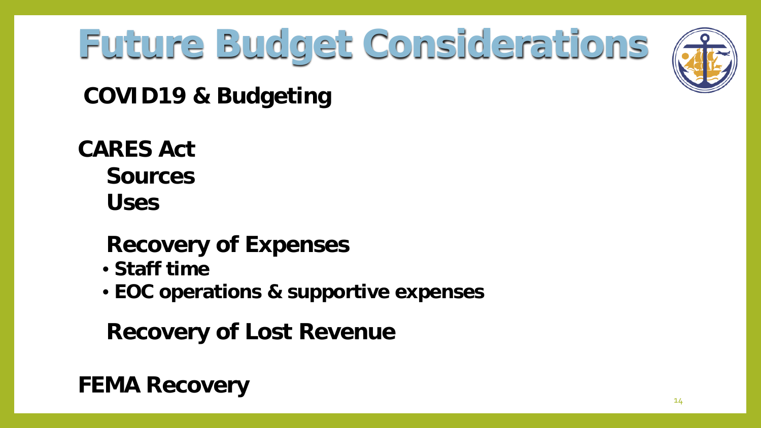# Future Budget Considerations

**COVID19 & Budgeting**

**CARES Act**

- **Sources**
- **Uses**

**Recovery of Expenses**

- **Staff time**
- **EOC operations & supportive expenses**

**Recovery of Lost Revenue**

**FEMA Recovery**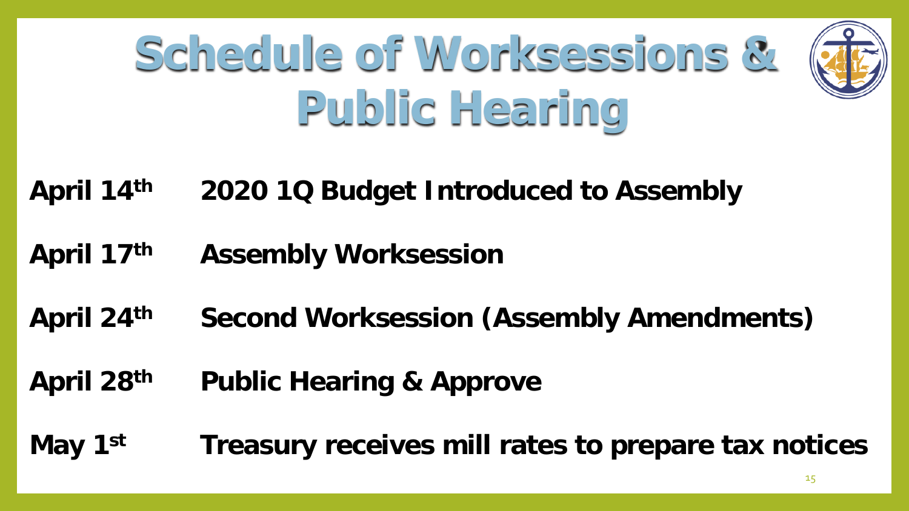# Schedule of Worksessions & Public Hearing

**April 14th** **2020 1Q Budget Introduced to Assembly**

**April 17th** **Assembly Worksession**

**April 24th** **Second Worksession (Assembly Amendments)**

**April 28th** **Public Hearing & Approve**

**May 1st** **Treasury receives mill rates to prepare tax notices**